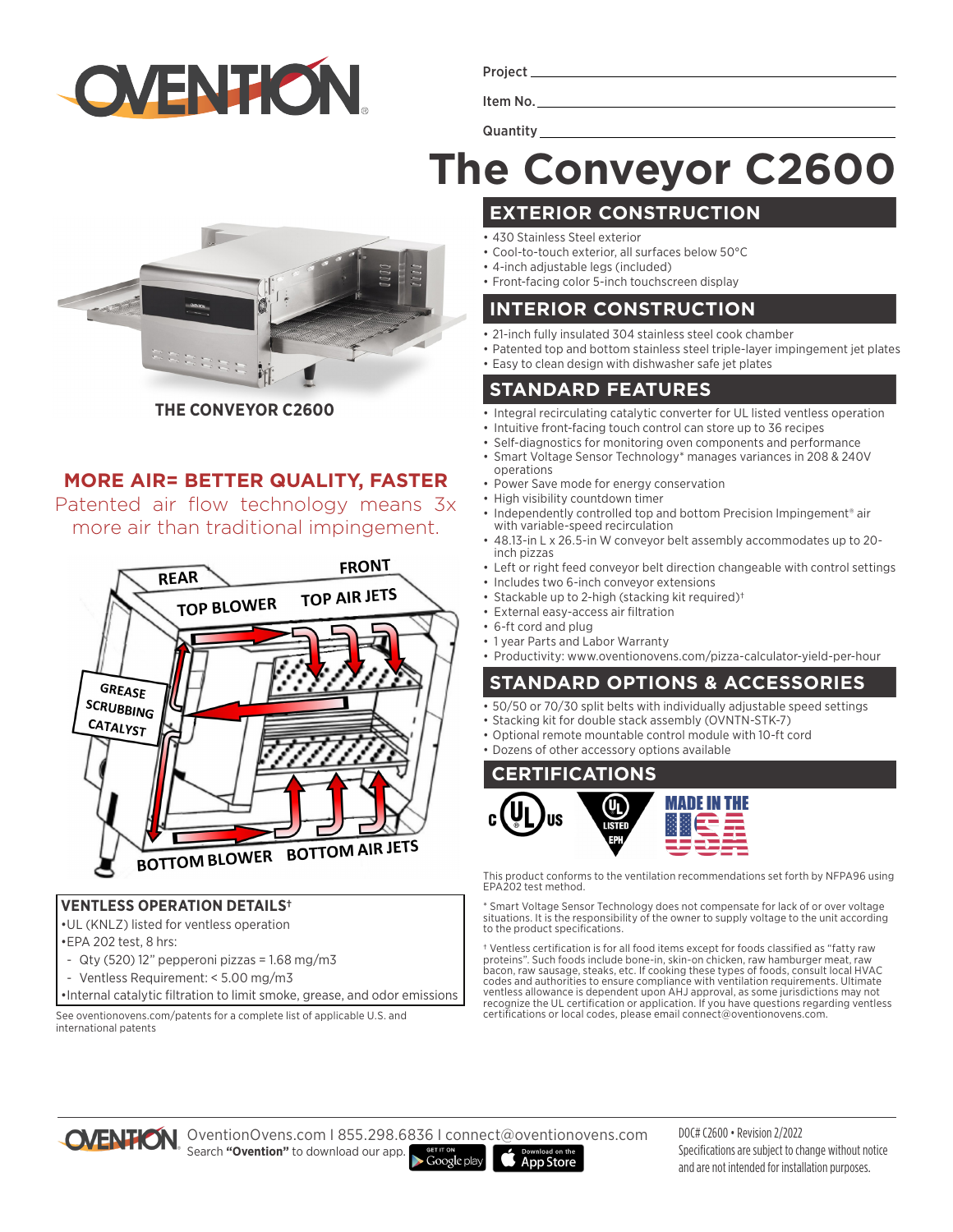Project

Item No.

Quantity

# The Conveyor C2600

THE CONVEYOR C2600

## MORE AIR= BETTER QUALITY, FASTER

Patented air flow technology means 3x more air than traditional impingement.

REAR

FRONT

TOP BLOWER

TOP AIR JETS

GREASE SCRUBBING CATALYST

BOTTOM BLOWER

BOTTOM AIR JETS

### VENTLESS OPERATION DETAILS†

- UL (KNLZ) listed for ventless operation
- EPA 202 test, 8 hrs:
  - Qty (520) 12" pepperoni pizzas = 1.68 mg/m3
  - Ventless Requirement: < 5.00 mg/m3
- Internal catalytic filtration to limit smoke, grease, and odor emissions

See oventionovens.com/patents for a complete list of applicable U.S. and international patents

## EXTERIOR CONSTRUCTION

- 430 Stainless Steel exterior
- Cool-to-touch exterior, all surfaces below 50°C
- 4-inch adjustable legs (included)
- Front-facing color 5-inch touchscreen display

## INTERIOR CONSTRUCTION

- 21-inch fully insulated 304 stainless steel cook chamber
- Patented top and bottom stainless steel triple-layer impingement jet plates
- Easy to clean design with dishwasher safe jet plates

## STANDARD FEATURES

- Integral recirculating catalytic converter for UL listed ventless operation
- Intuitive front-facing touch control can store up to 36 recipes
- Self-diagnostics for monitoring oven components and performance
- Smart Voltage Sensor Technology* manages variances in 208 & 240V operations
- Power Save mode for energy conservation
- High visibility countdown timer
- Independently controlled top and bottom Precision Impingement® air with variable-speed recirculation
- 48.13-in L x 26.5-in W conveyor belt assembly accommodates up to 20-inch pizzas
- Left or right feed conveyor belt direction changeable with control settings
- Includes two 6-inch conveyor extensions
- Stackable up to 2-high (stacking kit required)†
- External easy-access air filtration
- 6-ft cord and plug
- 1 year Parts and Labor Warranty
- Productivity: www.oventionovens.com/pizza-calculator-yield-per-hour

## STANDARD OPTIONS & ACCESSORIES

- 50/50 or 70/30 split belts with individually adjustable speed settings
- Stacking kit for double stack assembly (OVNTN-STK-7)
- Optional remote mountable control module with 10-ft cord
- Dozens of other accessory options available

## CERTIFICATIONS

c UL us

UL LISTED EPH

MADE IN THE USA

This product conforms to the ventilation recommendations set forth by NFPA96 using EPA202 test method.

* Smart Voltage Sensor Technology does not compensate for lack of or over voltage situations. It is the responsibility of the owner to supply voltage to the unit according to the product specifications.

† Ventless certification is for all food items except for foods classified as "fatty raw proteins." Such foods include bone-in, skin-on chicken, raw hamburger meat, raw bacon, raw sausage, steaks, etc. If cooking these types of foods, consult local HVAC codes and authorities to ensure compliance with ventilation requirements. Ultimate ventless allowance is dependent upon AHJ approval, as some jurisdictions may not recognize the UL certification or application. If you have questions regarding ventless certifications or local codes, please email connect@oventionovens.com.

OventionOvens.com I 855.298.6836 I connect@oventionovens.com
Search **"Ovention"** to download our app.

DOC# C2600 • Revision 2/2022
Specifications are subject to change without notice and are not intended for installation purposes.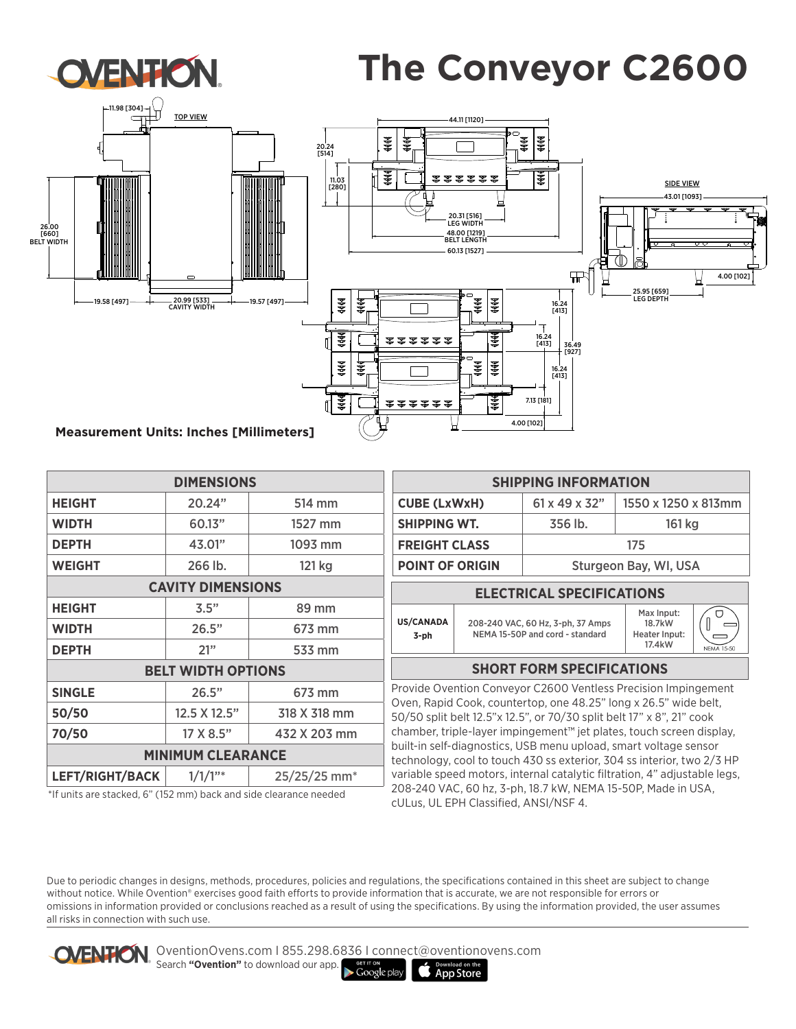# OVENTION

# The Conveyor C2600

TOP VIEW

11.98 [304]

26.00 [660] BELT WIDTH

19.58 [497]

20.99 [533] CAVITY WIDTH

19.57 [497]

44.11 [1120]

20.24 [514]

11.03 [280]

20.31 [516] LEG WIDTH

48.00 [1219] BELT LENGTH

60.13 [1527]

SIDE VIEW

43.01 [1093]

4.00 [102]

25.95 [659] LEG DEPTH

16.24 [413]

16.24 [413]

36.49 [927]

16.24 [413]

7.13 [181]

4.00 [102]

**Measurement Units: Inches [Millimeters]**

| DIMENSIONS | | |
|---|---|---|
| **HEIGHT** | 20.24" | 514 mm |
| **WIDTH** | 60.13" | 1527 mm |
| **DEPTH** | 43.01" | 1093 mm |
| **WEIGHT** | 266 lb. | 121 kg |
| **CAVITY DIMENSIONS** | | |
| **HEIGHT** | 3.5" | 89 mm |
| **WIDTH** | 26.5" | 673 mm |
| **DEPTH** | 21" | 533 mm |
| **BELT WIDTH OPTIONS** | | |
| **SINGLE** | 26.5" | 673 mm |
| **50/50** | 12.5 X 12.5" | 318 X 318 mm |
| **70/50** | 17 X 8.5" | 432 X 203 mm |
| **MINIMUM CLEARANCE** | | |
| **LEFT/RIGHT/BACK** | 1/1/1"* | 25/25/25 mm* |

*If units are stacked, 6" (152 mm) back and side clearance needed

| SHIPPING INFORMATION | | |
|---|---|---|
| **CUBE (LxWxH)** | 61 x 49 x 32" | 1550 x 1250 x 813mm |
| **SHIPPING WT.** | 356 lb. | 161 kg |
| **FREIGHT CLASS** | 175 | |
| **POINT OF ORIGIN** | Sturgeon Bay, WI, USA | |

| ELECTRICAL SPECIFICATIONS | | | |
|---|---|---|---|
| **US/CANADA 3-ph** | 208-240 VAC, 60 Hz, 3-ph, 37 Amps NEMA 15-50P and cord - standard | Max Input: 18.7kW Heater Input: 17.4kW | NEMA 15-50 |

## SHORT FORM SPECIFICATIONS

Provide Ovention Conveyor C2600 Ventless Precision Impingement Oven, Rapid Cook, countertop, one 48.25" long x 26.5" wide belt, 50/50 split belt 12.5"x 12.5", or 70/30 split belt 17" x 8", 21" cook chamber, triple-layer impingement™ jet plates, touch screen display, built-in self-diagnostics, USB menu upload, smart voltage sensor technology, cool to touch 430 ss exterior, 304 ss interior, two 2/3 HP variable speed motors, internal catalytic filtration, 4" adjustable legs, 208-240 VAC, 60 hz, 3-ph, 18.7 kW, NEMA 15-50P, Made in USA, cULus, UL EPH Classified, ANSI/NSF 4.

Due to periodic changes in designs, methods, procedures, policies and regulations, the specifications contained in this sheet are subject to change without notice. While Ovention® exercises good faith efforts to provide information that is accurate, we are not responsible for errors or omissions in information provided or conclusions reached as a result of using the specifications. By using the information provided, the user assumes all risks in connection with such use.

OventionOvens.com I 855.298.6836 I connect@oventionovens.com

Search **"Ovention"** to download our app. GET IT ON Google play | Download on the App Store